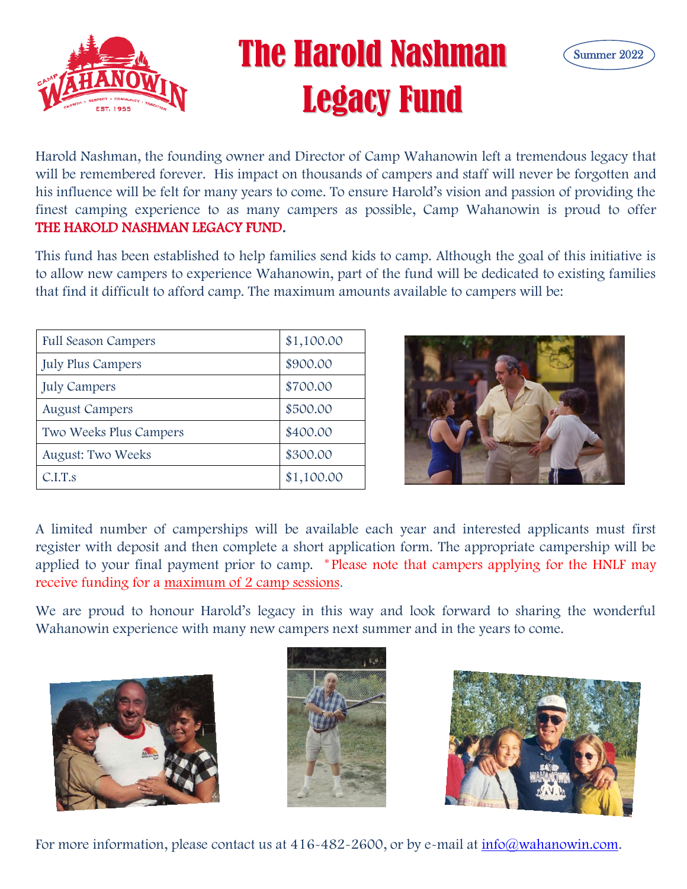# The Harold Nashman Legacy Fund

Summer 2022

Harold Nashman, the founding owner and Director of Camp Wahanowin left a tremendous legacy that will be remembered forever. His impact on thousands of campers and staff will never be forgotten and his influence will be felt for many years to come. To ensure Harold's vision and passion of providing the finest camping experience to as many campers as possible, Camp Wahanowin is proud to offer **THE HAROLD NASHMAN LEGACY FUND**.

This fund has been established to help families send kids to camp. Although the goal of this initiative is to allow new campers to experience Wahanowin, part of the fund will be dedicated to existing families that find it difficult to afford camp. The maximum amounts available to campers will be:

| | |
|---|---|
| Full Season Campers | $1,100.00 |
| July Plus Campers | $900.00 |
| July Campers | $700.00 |
| August Campers | $500.00 |
| Two Weeks Plus Campers | $400.00 |
| August: Two Weeks | $300.00 |
| C.I.T.s | $1,100.00 |

A limited number of camperships will be available each year and interested applicants must first register with deposit and then complete a short application form. The appropriate campership will be applied to your final payment prior to camp. *Please note that campers applying for the HNLF may receive funding for a maximum of 2 camp sessions.

We are proud to honour Harold's legacy in this way and look forward to sharing the wonderful Wahanowin experience with many new campers next summer and in the years to come.

For more information, please contact us at 416-482-2600, or by e-mail at info@wahanowin.com.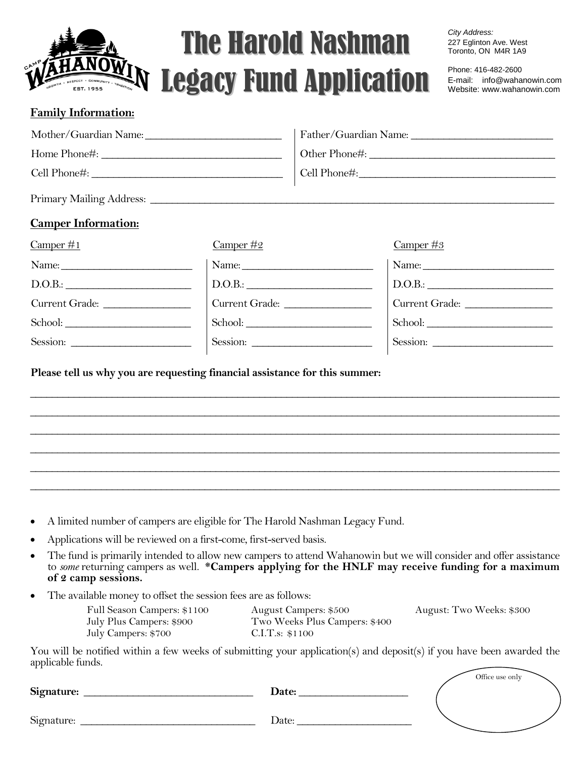# The Harold Nashman Legacy Fund Application

*City Address:*
227 Eglinton Ave. West
Toronto, ON M4R 1A9

Phone: 416-482-2600
E-mail: info@wahanowin.com
Website: www.wahanowin.com

## Family Information:

Mother/Guardian Name: ________________________ | Father/Guardian Name: ________________________

Home Phone#: ________________________ | Other Phone#: ________________________

Cell Phone#: ________________________ | Cell Phone#: ________________________

Primary Mailing Address: ________________________________________________

## Camper Information:

| Camper #1 | Camper #2 | Camper #3 |
|---|---|---|
| Name: ____________ | Name: ____________ | Name: ____________ |
| D.O.B.: ____________ | D.O.B.: ____________ | D.O.B.: ____________ |
| Current Grade: ____________ | Current Grade: ____________ | Current Grade: ____________ |
| School: ____________ | School: ____________ | School: ____________ |
| Session: ____________ | Session: ____________ | Session: ____________ |

**Please tell us why you are requesting financial assistance for this summer:**

________________________________________________________________________________

________________________________________________________________________________

________________________________________________________________________________

________________________________________________________________________________

________________________________________________________________________________

________________________________________________________________________________

- A limited number of campers are eligible for The Harold Nashman Legacy Fund.
- Applications will be reviewed on a first-come, first-served basis.
- The fund is primarily intended to allow new campers to attend Wahanowin but we will consider and offer assistance to *some* returning campers as well. ***Campers applying for the HNLF may receive funding for a maximum of 2 camp sessions.**
- The available money to offset the session fees are as follows:

| | | |
|---|---|---|
| Full Season Campers: $1100 | August Campers: $500 | August: Two Weeks: $300 |
| July Plus Campers: $900 | Two Weeks Plus Campers: $400 | |
| July Campers: $700 | C.I.T.s: $1100 | |

You will be notified within a few weeks of submitting your application(s) and deposit(s) if you have been awarded the applicable funds.

**Signature:** ________________________ **Date:** ________________

Signature: ________________________ Date: ________________

Office use only